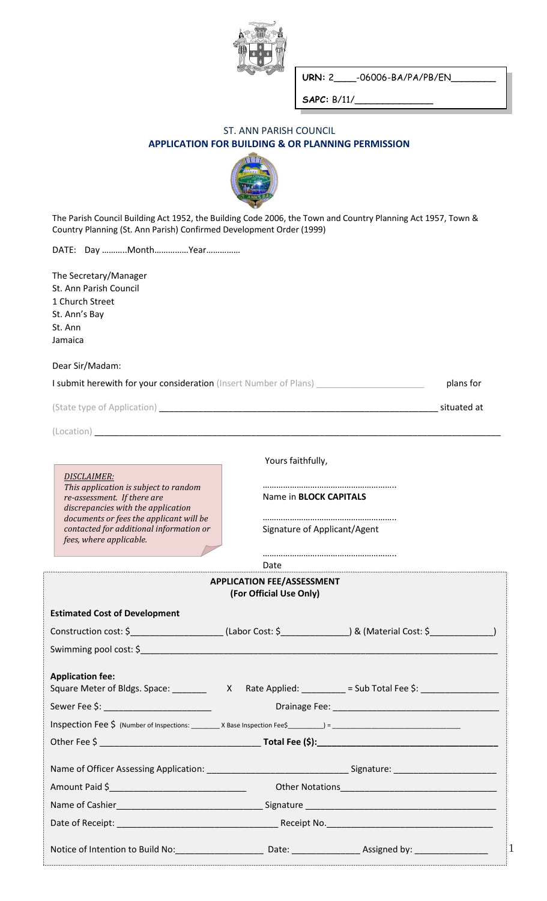**URN:** 2____-06006-BA/PA/PB/EN________

**SAPC:** B/11/_______________

ST. ANN PARISH COUNCIL

**APPLICATION FOR BUILDING & OR PLANNING PERMISSION**

The Parish Council Building Act 1952, the Building Code 2006, the Town and Country Planning Act 1957, Town & Country Planning (St. Ann Parish) Confirmed Development Order (1999)

DATE: Day ………..Month……………Year……………

The Secretary/Manager
St. Ann Parish Council
1 Church Street
St. Ann's Bay
St. Ann
Jamaica

Dear Sir/Madam:

I submit herewith for your consideration (Insert Number of Plans) ______________________ plans for

(State type of Application) __________________________________________________________ situated at

(Location) ________________________________________________________________________________

*DISCLAIMER:*
*This application is subject to random re-assessment. If there are discrepancies with the application documents or fees the applicant will be contacted for additional information or fees, where applicable.*

Yours faithfully,

…………………………………………………
Name in **BLOCK CAPITALS**

…………………………………………………
Signature of Applicant/Agent

…………………………………………………
Date

**APPLICATION FEE/ASSESSMENT**
**(For Official Use Only)**

**Estimated Cost of Development**

Construction cost: $__________________ (Labor Cost: $_____________) & (Material Cost: $____________)

Swimming pool cost: $_________________________________________________________________________

**Application fee:**
Square Meter of Bldgs. Space: _______ X Rate Applied: _________ = Sub Total Fee $: _______________

Sewer Fee $: ______________________ Drainage Fee: _________________________________

Inspection Fee $ (Number of Inspections: ________ X Base Inspection Fee$_________) = ______________________________

Other Fee $ _______________________________ **Total Fee ($):**___________________________________

Name of Officer Assessing Application: ____________________________ Signature: ____________________

Amount Paid $___________________________ Other Notations______________________________

Name of Cashier_____________________________ Signature ____________________________________

Date of Receipt: _______________________________ Receipt No.________________________________

Notice of Intention to Build No:__________________ Date: ______________ Assigned by: ______________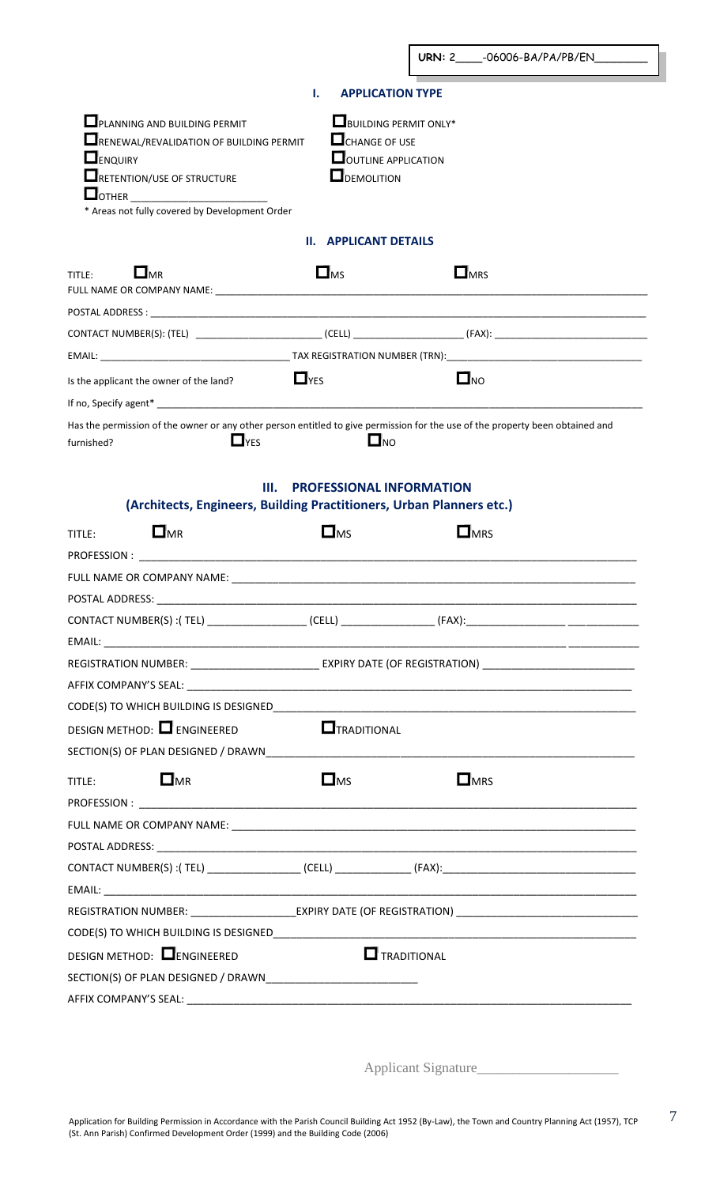URN: 2\_\_\_\_-06006-BA/PA/PB/EN\_\_\_\_\_\_\_\_

## I. APPLICATION TYPE

☐ PLANNING AND BUILDING PERMIT
☐ BUILDING PERMIT ONLY*
☐ RENEWAL/REVALIDATION OF BUILDING PERMIT
☐ CHANGE OF USE
☐ ENQUIRY
☐ OUTLINE APPLICATION
☐ RETENTION/USE OF STRUCTURE
☐ DEMOLITION
☐ OTHER \_\_\_\_\_\_\_\_\_\_\_\_\_\_\_\_\_\_\_\_\_\_\_\_

* Areas not fully covered by Development Order

## II. APPLICANT DETAILS

TITLE: ☐ MR ☐ MS ☐ MRS

FULL NAME OR COMPANY NAME: \_\_\_\_\_\_\_\_\_\_\_\_\_\_\_\_\_\_\_\_\_\_\_\_\_\_\_\_\_\_\_\_\_\_\_\_\_\_\_\_

POSTAL ADDRESS : \_\_\_\_\_\_\_\_\_\_\_\_\_\_\_\_\_\_\_\_\_\_\_\_\_\_\_\_\_\_\_\_\_\_\_\_\_\_\_\_

CONTACT NUMBER(S): (TEL) \_\_\_\_\_\_\_\_\_\_\_\_\_\_\_\_\_\_ (CELL) \_\_\_\_\_\_\_\_\_\_\_\_\_\_\_\_\_\_ (FAX): \_\_\_\_\_\_\_\_\_\_\_\_\_\_\_\_\_\_

EMAIL: \_\_\_\_\_\_\_\_\_\_\_\_\_\_\_\_\_\_\_\_\_\_\_\_ TAX REGISTRATION NUMBER (TRN):\_\_\_\_\_\_\_\_\_\_\_\_\_\_\_\_\_\_\_\_\_\_\_\_

Is the applicant the owner of the land? ☐ YES ☐ NO

If no, Specify agent* \_\_\_\_\_\_\_\_\_\_\_\_\_\_\_\_\_\_\_\_\_\_\_\_\_\_\_\_\_\_\_\_\_\_\_\_\_\_\_\_

Has the permission of the owner or any other person entitled to give permission for the use of the property been obtained and furnished? ☐ YES ☐ NO

## III. PROFESSIONAL INFORMATION

### (Architects, Engineers, Building Practitioners, Urban Planners etc.)

TITLE: ☐ MR ☐ MS ☐ MRS

PROFESSION : \_\_\_\_\_\_\_\_\_\_\_\_\_\_\_\_\_\_\_\_\_\_\_\_\_\_\_\_\_\_\_\_\_\_\_\_\_\_\_\_

FULL NAME OR COMPANY NAME: \_\_\_\_\_\_\_\_\_\_\_\_\_\_\_\_\_\_\_\_\_\_\_\_\_\_\_\_\_\_\_\_\_\_\_\_\_\_\_\_

POSTAL ADDRESS: \_\_\_\_\_\_\_\_\_\_\_\_\_\_\_\_\_\_\_\_\_\_\_\_\_\_\_\_\_\_\_\_\_\_\_\_\_\_\_\_

CONTACT NUMBER(S) :( TEL) \_\_\_\_\_\_\_\_\_\_\_\_\_\_\_\_ (CELL) \_\_\_\_\_\_\_\_\_\_\_\_\_\_\_\_ (FAX):\_\_\_\_\_\_\_\_\_\_\_\_\_\_\_\_

EMAIL: \_\_\_\_\_\_\_\_\_\_\_\_\_\_\_\_\_\_\_\_\_\_\_\_\_\_\_\_\_\_\_\_\_\_\_\_\_\_\_\_

REGISTRATION NUMBER: \_\_\_\_\_\_\_\_\_\_\_\_\_\_\_\_\_\_\_\_ EXPIRY DATE (OF REGISTRATION) \_\_\_\_\_\_\_\_\_\_\_\_\_\_\_\_\_\_\_\_

AFFIX COMPANY'S SEAL: \_\_\_\_\_\_\_\_\_\_\_\_\_\_\_\_\_\_\_\_\_\_\_\_\_\_\_\_\_\_\_\_\_\_\_\_\_\_\_\_

CODE(S) TO WHICH BUILDING IS DESIGNED\_\_\_\_\_\_\_\_\_\_\_\_\_\_\_\_\_\_\_\_\_\_\_\_\_\_\_\_\_\_\_\_\_\_\_\_\_\_\_\_

DESIGN METHOD: ☐ ENGINEERED ☐ TRADITIONAL

SECTION(S) OF PLAN DESIGNED / DRAWN\_\_\_\_\_\_\_\_\_\_\_\_\_\_\_\_\_\_\_\_\_\_\_\_\_\_\_\_\_\_\_\_\_\_\_\_\_\_\_\_

TITLE: ☐ MR ☐ MS ☐ MRS

PROFESSION : \_\_\_\_\_\_\_\_\_\_\_\_\_\_\_\_\_\_\_\_\_\_\_\_\_\_\_\_\_\_\_\_\_\_\_\_\_\_\_\_

FULL NAME OR COMPANY NAME: \_\_\_\_\_\_\_\_\_\_\_\_\_\_\_\_\_\_\_\_\_\_\_\_\_\_\_\_\_\_\_\_\_\_\_\_\_\_\_\_

POSTAL ADDRESS: \_\_\_\_\_\_\_\_\_\_\_\_\_\_\_\_\_\_\_\_\_\_\_\_\_\_\_\_\_\_\_\_\_\_\_\_\_\_\_\_

CONTACT NUMBER(S) :( TEL) \_\_\_\_\_\_\_\_\_\_\_\_\_\_\_\_ (CELL) \_\_\_\_\_\_\_\_\_\_\_\_ (FAX):\_\_\_\_\_\_\_\_\_\_\_\_\_\_\_\_

EMAIL: \_\_\_\_\_\_\_\_\_\_\_\_\_\_\_\_\_\_\_\_\_\_\_\_\_\_\_\_\_\_\_\_\_\_\_\_\_\_\_\_

REGISTRATION NUMBER: \_\_\_\_\_\_\_\_\_\_\_\_\_\_\_\_\_\_EXPIRY DATE (OF REGISTRATION) \_\_\_\_\_\_\_\_\_\_\_\_\_\_\_\_\_\_\_\_

CODE(S) TO WHICH BUILDING IS DESIGNED\_\_\_\_\_\_\_\_\_\_\_\_\_\_\_\_\_\_\_\_\_\_\_\_\_\_\_\_\_\_\_\_\_\_\_\_\_\_\_\_

DESIGN METHOD: ☐ ENGINEERED ☐ TRADITIONAL

SECTION(S) OF PLAN DESIGNED / DRAWN\_\_\_\_\_\_\_\_\_\_\_\_\_\_\_\_\_\_\_\_\_\_\_\_

AFFIX COMPANY'S SEAL: \_\_\_\_\_\_\_\_\_\_\_\_\_\_\_\_\_\_\_\_\_\_\_\_\_\_\_\_\_\_\_\_\_\_\_\_\_\_\_\_

Applicant Signature\_\_\_\_\_\_\_\_\_\_\_\_\_\_\_\_\_\_\_\_

Application for Building Permission in Accordance with the Parish Council Building Act 1952 (By-Law), the Town and Country Planning Act (1957), TCP (St. Ann Parish) Confirmed Development Order (1999) and the Building Code (2006)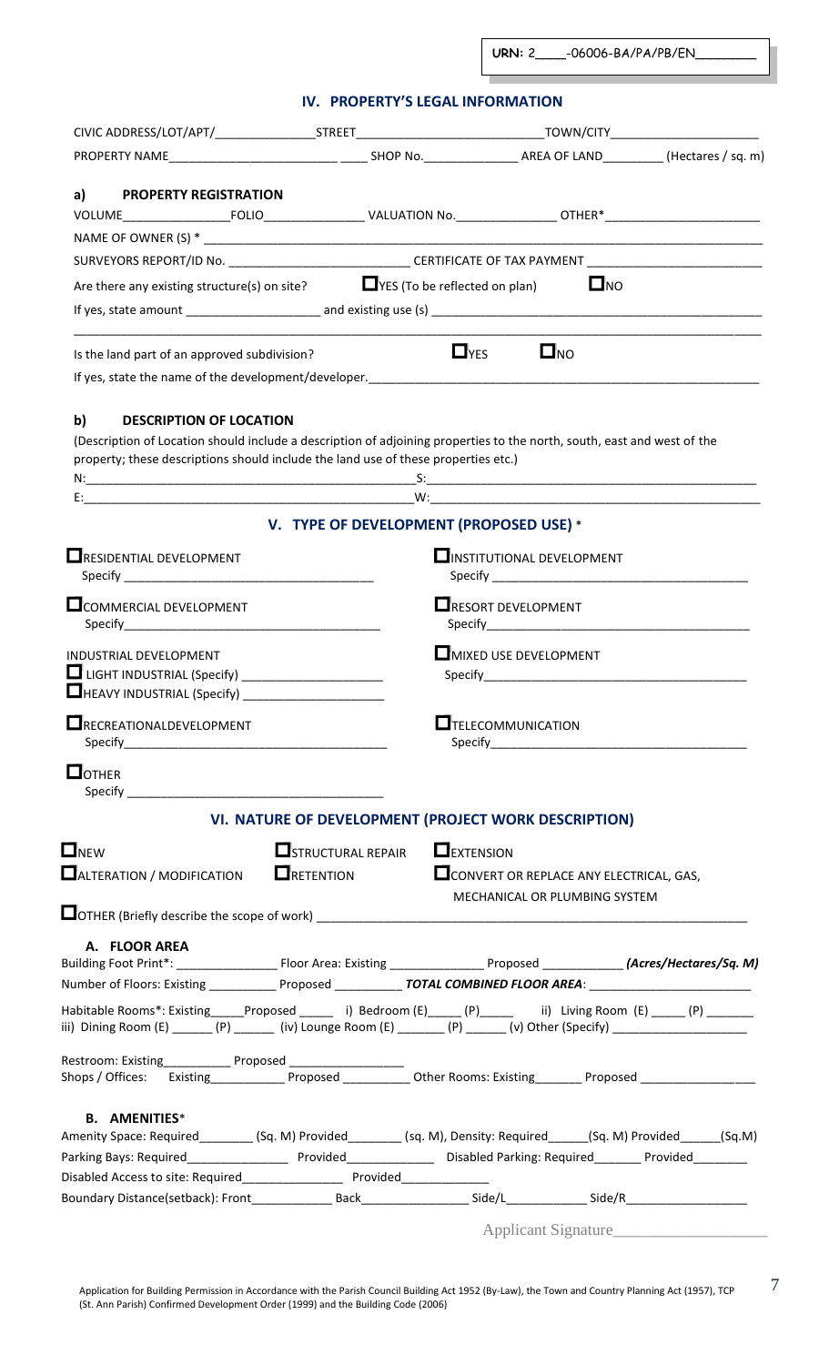URN: 2\_\_\_\_-06006-BA/PA/PB/EN\_\_\_\_\_\_\_\_

## IV. PROPERTY'S LEGAL INFORMATION

CIVIC ADDRESS/LOT/APT/\_\_\_\_\_\_\_\_\_\_\_\_\_\_\_STREET\_\_\_\_\_\_\_\_\_\_\_\_\_\_\_\_\_\_\_\_\_\_\_\_\_\_\_TOWN/CITY\_\_\_\_\_\_\_\_\_\_\_\_\_\_\_\_\_\_\_\_\_

PROPERTY NAME\_\_\_\_\_\_\_\_\_\_\_\_\_\_\_\_\_\_\_\_\_\_\_\_ \_\_\_\_ SHOP No.\_\_\_\_\_\_\_\_\_\_\_\_\_\_ AREA OF LAND\_\_\_\_\_\_\_\_\_ (Hectares / sq. m)

### a) PROPERTY REGISTRATION

VOLUME\_\_\_\_\_\_\_\_\_\_\_\_\_\_\_\_FOLIO\_\_\_\_\_\_\_\_\_\_\_\_\_\_ VALUATION No.\_\_\_\_\_\_\_\_\_\_\_\_\_\_ OTHER*\_\_\_\_\_\_\_\_\_\_\_\_\_\_\_\_\_\_\_\_\_\_

NAME OF OWNER (S) * \_\_\_\_\_\_\_\_\_\_\_\_\_\_\_\_\_\_\_\_\_\_\_\_\_\_\_\_\_\_\_\_\_\_\_\_\_\_\_\_\_\_\_\_\_\_\_\_\_\_\_\_\_\_\_\_\_\_\_\_\_\_\_\_\_\_\_\_\_\_\_\_\_\_\_\_\_\_

SURVEYORS REPORT/ID No. \_\_\_\_\_\_\_\_\_\_\_\_\_\_\_\_\_\_\_\_\_\_\_\_\_\_\_ CERTIFICATE OF TAX PAYMENT \_\_\_\_\_\_\_\_\_\_\_\_\_\_\_\_\_\_\_\_\_\_\_\_

Are there any existing structure(s) on site? ☐ YES (To be reflected on plan) ☐ NO

If yes, state amount \_\_\_\_\_\_\_\_\_\_\_\_\_\_\_\_\_\_\_ and existing use (s) \_\_\_\_\_\_\_\_\_\_\_\_\_\_\_\_\_\_\_\_\_\_\_\_\_\_\_\_\_\_\_\_\_\_\_\_\_\_\_\_\_\_\_\_\_\_\_\_

\_\_\_\_\_\_\_\_\_\_\_\_\_\_\_\_\_\_\_\_\_\_\_\_\_\_\_\_\_\_\_\_\_\_\_\_\_\_\_\_\_\_\_\_\_\_\_\_\_\_\_\_\_\_\_\_\_\_\_\_\_\_\_\_\_\_\_\_\_\_\_\_\_\_\_\_\_\_\_\_\_\_\_\_\_\_\_\_\_\_\_\_\_\_\_\_\_\_

Is the land part of an approved subdivision? ☐ YES ☐ NO

If yes, state the name of the development/developer.\_\_\_\_\_\_\_\_\_\_\_\_\_\_\_\_\_\_\_\_\_\_\_\_\_\_\_\_\_\_\_\_\_\_\_\_\_\_\_\_\_\_\_\_\_\_\_\_\_\_\_\_\_\_\_\_

### b) DESCRIPTION OF LOCATION

(Description of Location should include a description of adjoining properties to the north, south, east and west of the property; these descriptions should include the land use of these properties etc.)

N:\_\_\_\_\_\_\_\_\_\_\_\_\_\_\_\_\_\_\_\_\_\_\_\_\_\_\_\_\_\_\_\_\_\_\_\_\_\_\_\_\_\_\_\_\_\_\_S:\_\_\_\_\_\_\_\_\_\_\_\_\_\_\_\_\_\_\_\_\_\_\_\_\_\_\_\_\_\_\_\_\_\_\_\_\_\_\_\_\_\_\_\_\_\_\_

E:\_\_\_\_\_\_\_\_\_\_\_\_\_\_\_\_\_\_\_\_\_\_\_\_\_\_\_\_\_\_\_\_\_\_\_\_\_\_\_\_\_\_\_\_\_\_\_W:\_\_\_\_\_\_\_\_\_\_\_\_\_\_\_\_\_\_\_\_\_\_\_\_\_\_\_\_\_\_\_\_\_\_\_\_\_\_\_\_\_\_\_\_\_\_

## V. TYPE OF DEVELOPMENT (PROPOSED USE) *

☐ RESIDENTIAL DEVELOPMENT
Specify \_\_\_\_\_\_\_\_\_\_\_\_\_\_\_\_\_\_\_\_\_\_\_\_\_\_\_\_\_\_\_\_\_\_\_\_\_

☐ INSTITUTIONAL DEVELOPMENT
Specify \_\_\_\_\_\_\_\_\_\_\_\_\_\_\_\_\_\_\_\_\_\_\_\_\_\_\_\_\_\_\_\_\_\_\_\_\_\_

☐ COMMERCIAL DEVELOPMENT
Specify\_\_\_\_\_\_\_\_\_\_\_\_\_\_\_\_\_\_\_\_\_\_\_\_\_\_\_\_\_\_\_\_\_\_\_\_\_\_

☐ RESORT DEVELOPMENT
Specify\_\_\_\_\_\_\_\_\_\_\_\_\_\_\_\_\_\_\_\_\_\_\_\_\_\_\_\_\_\_\_\_\_\_\_\_\_\_\_

INDUSTRIAL DEVELOPMENT
☐ LIGHT INDUSTRIAL (Specify) \_\_\_\_\_\_\_\_\_\_\_\_\_\_\_\_\_\_\_\_
☐ HEAVY INDUSTRIAL (Specify) \_\_\_\_\_\_\_\_\_\_\_\_\_\_\_\_\_\_\_\_

☐ MIXED USE DEVELOPMENT
Specify\_\_\_\_\_\_\_\_\_\_\_\_\_\_\_\_\_\_\_\_\_\_\_\_\_\_\_\_\_\_\_\_\_\_\_\_\_\_\_

☐ RECREATIONALDEVELOPMENT
Specify\_\_\_\_\_\_\_\_\_\_\_\_\_\_\_\_\_\_\_\_\_\_\_\_\_\_\_\_\_\_\_\_\_\_\_\_\_\_

☐ TELECOMMUNICATION
Specify\_\_\_\_\_\_\_\_\_\_\_\_\_\_\_\_\_\_\_\_\_\_\_\_\_\_\_\_\_\_\_\_\_\_\_\_\_\_

☐ OTHER
Specify \_\_\_\_\_\_\_\_\_\_\_\_\_\_\_\_\_\_\_\_\_\_\_\_\_\_\_\_\_\_\_\_\_\_\_\_\_

## VI. NATURE OF DEVELOPMENT (PROJECT WORK DESCRIPTION)

☐ NEW ☐ STRUCTURAL REPAIR ☐ EXTENSION

☐ ALTERATION / MODIFICATION ☐ RETENTION ☐ CONVERT OR REPLACE ANY ELECTRICAL, GAS, MECHANICAL OR PLUMBING SYSTEM

☐ OTHER (Briefly describe the scope of work) \_\_\_\_\_\_\_\_\_\_\_\_\_\_\_\_\_\_\_\_\_\_\_\_\_\_\_\_\_\_\_\_\_\_\_\_\_\_\_\_\_\_\_\_\_\_\_\_\_\_\_\_\_\_\_\_\_\_\_

### A. FLOOR AREA

Building Foot Print*: \_\_\_\_\_\_\_\_\_\_\_\_\_\_\_ Floor Area: Existing \_\_\_\_\_\_\_\_\_\_\_\_\_\_ Proposed \_\_\_\_\_\_\_\_\_\_\_\_ ***(Acres/Hectares/Sq. M)***

Number of Floors: Existing \_\_\_\_\_\_\_\_\_\_ Proposed \_\_\_\_\_\_\_\_\_\_ ***TOTAL COMBINED FLOOR AREA***: \_\_\_\_\_\_\_\_\_\_\_\_\_\_\_\_\_\_\_\_\_\_\_\_

Habitable Rooms*: Existing\_\_\_\_\_Proposed \_\_\_\_\_ i) Bedroom (E)\_\_\_\_\_ (P)\_\_\_\_\_ ii) Living Room (E) \_\_\_\_\_ (P) \_\_\_\_\_\_\_
iii) Dining Room (E) \_\_\_\_\_\_ (P) \_\_\_\_\_\_ (iv) Lounge Room (E) \_\_\_\_\_\_\_ (P) \_\_\_\_\_\_ (v) Other (Specify) \_\_\_\_\_\_\_\_\_\_\_\_\_\_\_\_\_\_\_

Restroom: Existing\_\_\_\_\_\_\_\_\_\_ Proposed \_\_\_\_\_\_\_\_\_\_\_\_\_\_\_\_\_
Shops / Offices: Existing\_\_\_\_\_\_\_\_\_\_\_ Proposed \_\_\_\_\_\_\_\_\_\_ Other Rooms: Existing\_\_\_\_\_\_\_ Proposed \_\_\_\_\_\_\_\_\_\_\_\_\_\_\_\_\_

### B. AMENITIES*

Amenity Space: Required\_\_\_\_\_\_\_\_ (Sq. M) Provided\_\_\_\_\_\_\_\_ (sq. M), Density: Required\_\_\_\_\_\_(Sq. M) Provided\_\_\_\_\_\_(Sq.M)

Parking Bays: Required\_\_\_\_\_\_\_\_\_\_\_\_\_\_\_ Provided\_\_\_\_\_\_\_\_\_\_\_\_\_ Disabled Parking: Required\_\_\_\_\_\_\_ Provided\_\_\_\_\_\_\_\_

Disabled Access to site: Required\_\_\_\_\_\_\_\_\_\_\_\_\_\_\_ Provided\_\_\_\_\_\_\_\_\_\_\_\_\_

Boundary Distance(setback): Front\_\_\_\_\_\_\_\_\_\_\_\_ Back\_\_\_\_\_\_\_\_\_\_\_\_\_\_\_\_ Side/L\_\_\_\_\_\_\_\_\_\_\_\_ Side/R\_\_\_\_\_\_\_\_\_\_\_\_\_\_\_\_\_\_

Applicant Signature\_\_\_\_\_\_\_\_\_\_\_\_\_\_\_\_\_\_\_

Application for Building Permission in Accordance with the Parish Council Building Act 1952 (By-Law), the Town and Country Planning Act (1957), TCP (St. Ann Parish) Confirmed Development Order (1999) and the Building Code (2006)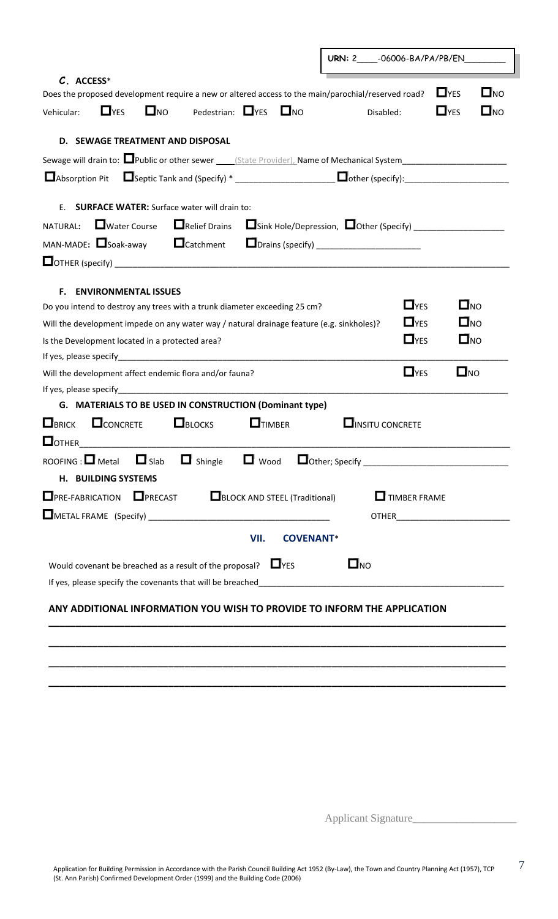URN: 2____-06006-BA/PA/PB/EN________

### C. ACCESS*

Does the proposed development require a new or altered access to the main/parochial/reserved road? ☐YES ☐NO

Vehicular: ☐YES ☐NO Pedestrian: ☐YES ☐NO Disabled: ☐YES ☐NO

### D. SEWAGE TREATMENT AND DISPOSAL

Sewage will drain to: ☐Public or other sewer ____(State Provider), Name of Mechanical System______________________

☐Absorption Pit ☐Septic Tank and (Specify) * ____________________ ☐other (specify):______________________

### E. SURFACE WATER: Surface water will drain to:

NATURAL: ☐Water Course ☐Relief Drains ☐Sink Hole/Depression, ☐Other (Specify) ___________________

MAN-MADE: ☐Soak-away ☐Catchment ☐Drains (specify) ______________________

☐OTHER (specify) ________________________________________________________________________________

### F. ENVIRONMENTAL ISSUES

Do you intend to destroy any trees with a trunk diameter exceeding 25 cm? ☐YES ☐NO

Will the development impede on any water way / natural drainage feature (e.g. sinkholes)? ☐YES ☐NO

Is the Development located in a protected area? ☐YES ☐NO

If yes, please specify_______________________________________________________________________________

Will the development affect endemic flora and/or fauna? ☐YES ☐NO

If yes, please specify_______________________________________________________________________________

### G. MATERIALS TO BE USED IN CONSTRUCTION (Dominant type)

☐BRICK ☐CONCRETE ☐BLOCKS ☐TIMBER ☐INSITU CONCRETE

☐OTHER_________________________________________________________________________________________

ROOFING : ☐ Metal ☐ Slab ☐ Shingle ☐ Wood ☐Other; Specify ______________________________

### H. BUILDING SYSTEMS

☐PRE-FABRICATION ☐PRECAST ☐BLOCK AND STEEL (Traditional) ☐ TIMBER FRAME

☐METAL FRAME (Specify) ______________________________________ OTHER________________________

## VII. COVENANT*

Would covenant be breached as a result of the proposal? ☐YES ☐NO

If yes, please specify the covenants that will be breached______________________________________________________

### ANY ADDITIONAL INFORMATION YOU WISH TO PROVIDE TO INFORM THE APPLICATION

______________________________________________________________________________________________

______________________________________________________________________________________________

______________________________________________________________________________________________

______________________________________________________________________________________________

Applicant Signature__________________

Application for Building Permission in Accordance with the Parish Council Building Act 1952 (By-Law), the Town and Country Planning Act (1957), TCP (St. Ann Parish) Confirmed Development Order (1999) and the Building Code (2006)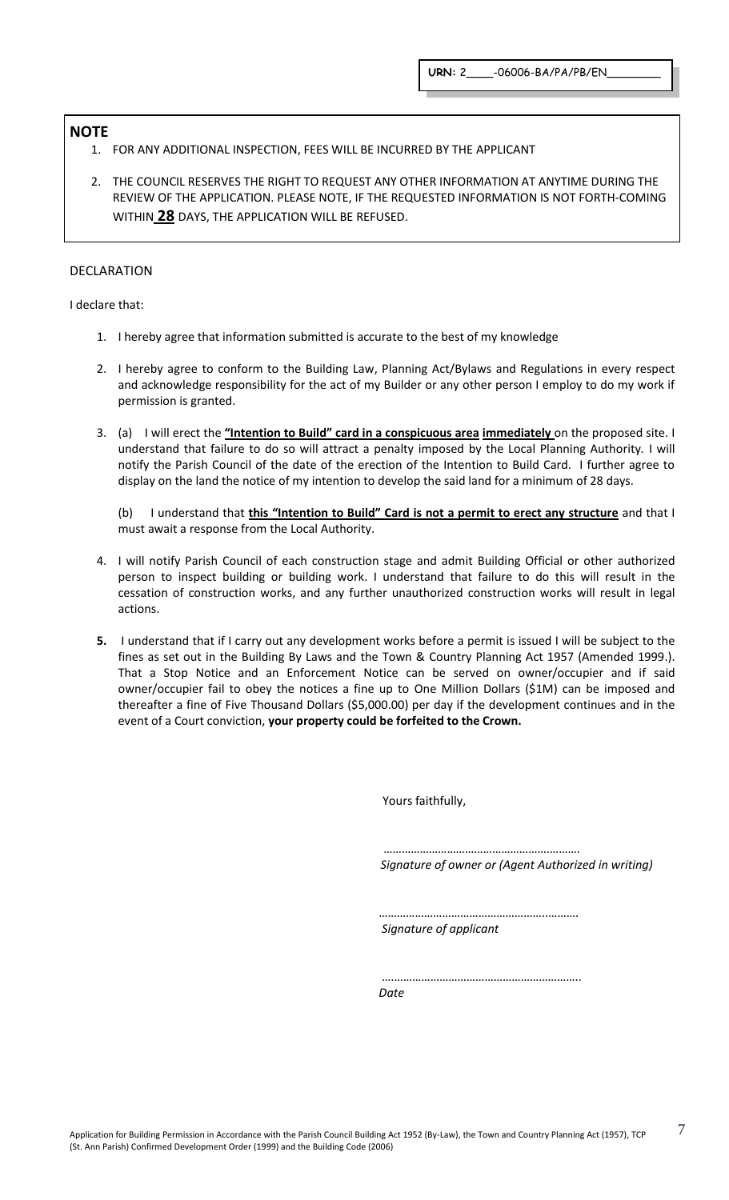URN: 2____-06006-BA/PA/PB/EN________

**NOTE**

1. FOR ANY ADDITIONAL INSPECTION, FEES WILL BE INCURRED BY THE APPLICANT
2. THE COUNCIL RESERVES THE RIGHT TO REQUEST ANY OTHER INFORMATION AT ANYTIME DURING THE REVIEW OF THE APPLICATION. PLEASE NOTE, IF THE REQUESTED INFORMATION IS NOT FORTH-COMING WITHIN **28** DAYS, THE APPLICATION WILL BE REFUSED.

DECLARATION

I declare that:

1. I hereby agree that information submitted is accurate to the best of my knowledge
2. I hereby agree to conform to the Building Law, Planning Act/Bylaws and Regulations in every respect and acknowledge responsibility for the act of my Builder or any other person I employ to do my work if permission is granted.
3. (a) I will erect the **"Intention to Build" card in a conspicuous area** **immediately** on the proposed site. I understand that failure to do so will attract a penalty imposed by the Local Planning Authority. I will notify the Parish Council of the date of the erection of the Intention to Build Card. I further agree to display on the land the notice of my intention to develop the said land for a minimum of 28 days.

   (b) I understand that **this "Intention to Build" Card is not a permit to erect any structure** and that I must await a response from the Local Authority.
4. I will notify Parish Council of each construction stage and admit Building Official or other authorized person to inspect building or building work. I understand that failure to do this will result in the cessation of construction works, and any further unauthorized construction works will result in legal actions.
5. I understand that if I carry out any development works before a permit is issued I will be subject to the fines as set out in the Building By Laws and the Town & Country Planning Act 1957 (Amended 1999.). That a Stop Notice and an Enforcement Notice can be served on owner/occupier and if said owner/occupier fail to obey the notices a fine up to One Million Dollars ($1M) can be imposed and thereafter a fine of Five Thousand Dollars ($5,000.00) per day if the development continues and in the event of a Court conviction, **your property could be forfeited to the Crown.**

Yours faithfully,

……………………………………………………….

*Signature of owner or (Agent Authorized in writing)*

……………………………………………………….

*Signature of applicant*

……………………………………………………….

*Date*

Application for Building Permission in Accordance with the Parish Council Building Act 1952 (By-Law), the Town and Country Planning Act (1957), TCP (St. Ann Parish) Confirmed Development Order (1999) and the Building Code (2006)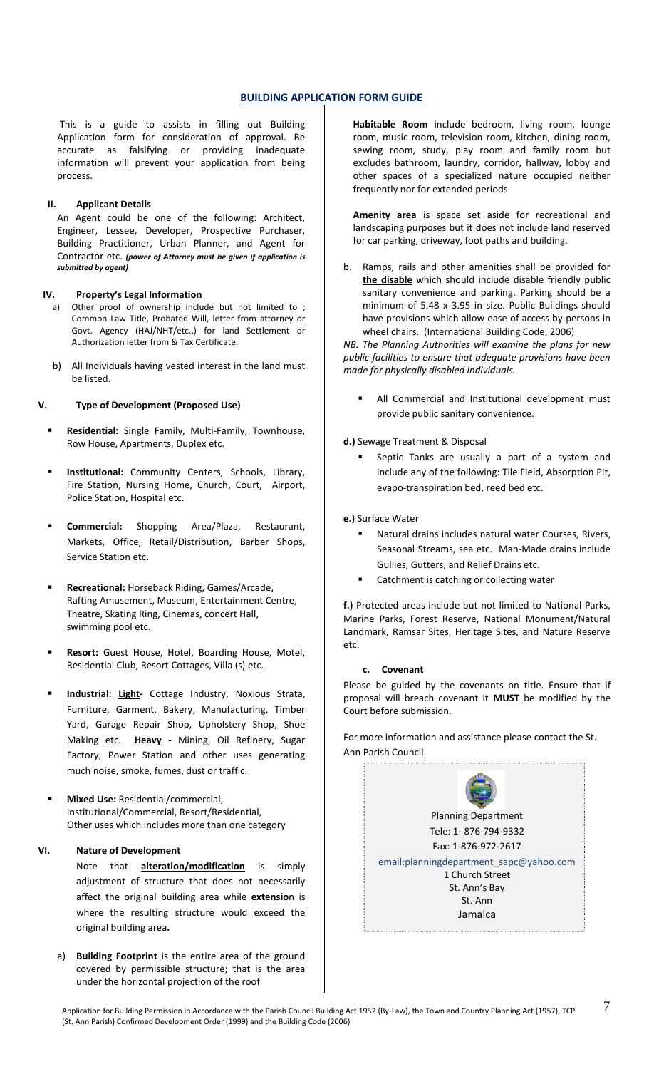## BUILDING APPLICATION FORM GUIDE

This is a guide to assists in filling out Building Application form for consideration of approval. Be accurate as falsifying or providing inadequate information will prevent your application from being process.

### II. Applicant Details

An Agent could be one of the following: Architect, Engineer, Lessee, Developer, Prospective Purchaser, Building Practitioner, Urban Planner, and Agent for Contractor etc. ***(power of Attorney must be given if application is submitted by agent)***

### IV. Property's Legal Information

a) Other proof of ownership include but not limited to ; Common Law Title, Probated Will, letter from attorney or Govt. Agency (HAJ/NHT/etc.,) for land Settlement or Authorization letter from & Tax Certificate.

b) All Individuals having vested interest in the land must be listed.

### V. Type of Development (Proposed Use)

- **Residential:** Single Family, Multi-Family, Townhouse, Row House, Apartments, Duplex etc.
- **Institutional:** Community Centers, Schools, Library, Fire Station, Nursing Home, Church, Court, Airport, Police Station, Hospital etc.
- **Commercial:** Shopping Area/Plaza, Restaurant, Markets, Office, Retail/Distribution, Barber Shops, Service Station etc.
- **Recreational:** Horseback Riding, Games/Arcade, Rafting Amusement, Museum, Entertainment Centre, Theatre, Skating Ring, Cinemas, concert Hall, swimming pool etc.
- **Resort:** Guest House, Hotel, Boarding House, Motel, Residential Club, Resort Cottages, Villa (s) etc.
- **Industrial: Light-** Cottage Industry, Noxious Strata, Furniture, Garment, Bakery, Manufacturing, Timber Yard, Garage Repair Shop, Upholstery Shop, Shoe Making etc. **Heavy -** Mining, Oil Refinery, Sugar Factory, Power Station and other uses generating much noise, smoke, fumes, dust or traffic.
- **Mixed Use:** Residential/commercial, Institutional/Commercial, Resort/Residential, Other uses which includes more than one category

### VI. Nature of Development

Note that **alteration/modification** is simply adjustment of structure that does not necessarily affect the original building area while **extensio**n is where the resulting structure would exceed the original building area**.**

a) **Building Footprint** is the entire area of the ground covered by permissible structure; that is the area under the horizontal projection of the roof

**Habitable Room** include bedroom, living room, lounge room, music room, television room, kitchen, dining room, sewing room, study, play room and family room but excludes bathroom, laundry, corridor, hallway, lobby and other spaces of a specialized nature occupied neither frequently nor for extended periods

**Amenity area** is space set aside for recreational and landscaping purposes but it does not include land reserved for car parking, driveway, foot paths and building.

b. Ramps, rails and other amenities shall be provided for **the disable** which should include disable friendly public sanitary convenience and parking. Parking should be a minimum of 5.48 x 3.95 in size. Public Buildings should have provisions which allow ease of access by persons in wheel chairs. (International Building Code, 2006)

*NB. The Planning Authorities will examine the plans for new public facilities to ensure that adequate provisions have been made for physically disabled individuals.*

- All Commercial and Institutional development must provide public sanitary convenience.

**d.)** Sewage Treatment & Disposal

- Septic Tanks are usually a part of a system and include any of the following: Tile Field, Absorption Pit, evapo-transpiration bed, reed bed etc.

**e.)** Surface Water

- Natural drains includes natural water Courses, Rivers, Seasonal Streams, sea etc. Man-Made drains include Gullies, Gutters, and Relief Drains etc.
- Catchment is catching or collecting water

**f.)** Protected areas include but not limited to National Parks, Marine Parks, Forest Reserve, National Monument/Natural Landmark, Ramsar Sites, Heritage Sites, and Nature Reserve etc.

#### c. Covenant

Please be guided by the covenants on title. Ensure that if proposal will breach covenant it **MUST** be modified by the Court before submission.

For more information and assistance please contact the St. Ann Parish Council.

Planning Department
Tele: 1- 876-794-9332
Fax: 1-876-972-2617
email:planningdepartment_sapc@yahoo.com
1 Church Street
St. Ann's Bay
St. Ann
Jamaica

Application for Building Permission in Accordance with the Parish Council Building Act 1952 (By-Law), the Town and Country Planning Act (1957), TCP (St. Ann Parish) Confirmed Development Order (1999) and the Building Code (2006)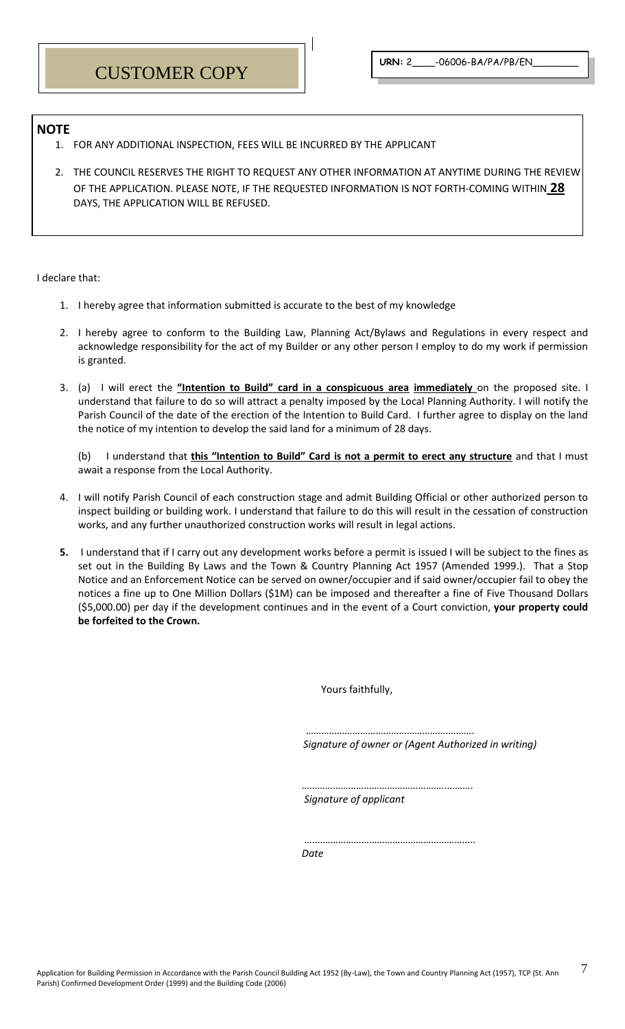# CUSTOMER COPY

**URN:** 2____-06006-BA/PA/PB/EN________

**NOTE**

1. FOR ANY ADDITIONAL INSPECTION, FEES WILL BE INCURRED BY THE APPLICANT
2. THE COUNCIL RESERVES THE RIGHT TO REQUEST ANY OTHER INFORMATION AT ANYTIME DURING THE REVIEW OF THE APPLICATION. PLEASE NOTE, IF THE REQUESTED INFORMATION IS NOT FORTH-COMING WITHIN **28** DAYS, THE APPLICATION WILL BE REFUSED.

I declare that:

1. I hereby agree that information submitted is accurate to the best of my knowledge
2. I hereby agree to conform to the Building Law, Planning Act/Bylaws and Regulations in every respect and acknowledge responsibility for the act of my Builder or any other person I employ to do my work if permission is granted.
3. (a) I will erect the **"Intention to Build" card in a conspicuous area immediately** on the proposed site. I understand that failure to do so will attract a penalty imposed by the Local Planning Authority. I will notify the Parish Council of the date of the erection of the Intention to Build Card. I further agree to display on the land the notice of my intention to develop the said land for a minimum of 28 days.

   (b) I understand that **this "Intention to Build" Card is not a permit to erect any structure** and that I must await a response from the Local Authority.
4. I will notify Parish Council of each construction stage and admit Building Official or other authorized person to inspect building or building work. I understand that failure to do this will result in the cessation of construction works, and any further unauthorized construction works will result in legal actions.
5. I understand that if I carry out any development works before a permit is issued I will be subject to the fines as set out in the Building By Laws and the Town & Country Planning Act 1957 (Amended 1999.). That a Stop Notice and an Enforcement Notice can be served on owner/occupier and if said owner/occupier fail to obey the notices a fine up to One Million Dollars ($1M) can be imposed and thereafter a fine of Five Thousand Dollars ($5,000.00) per day if the development continues and in the event of a Court conviction, **your property could be forfeited to the Crown.**

Yours faithfully,

……………………………………………………….

*Signature of owner or (Agent Authorized in writing)*

……………………………………………………….

*Signature of applicant*

……………………………………………………….

*Date*